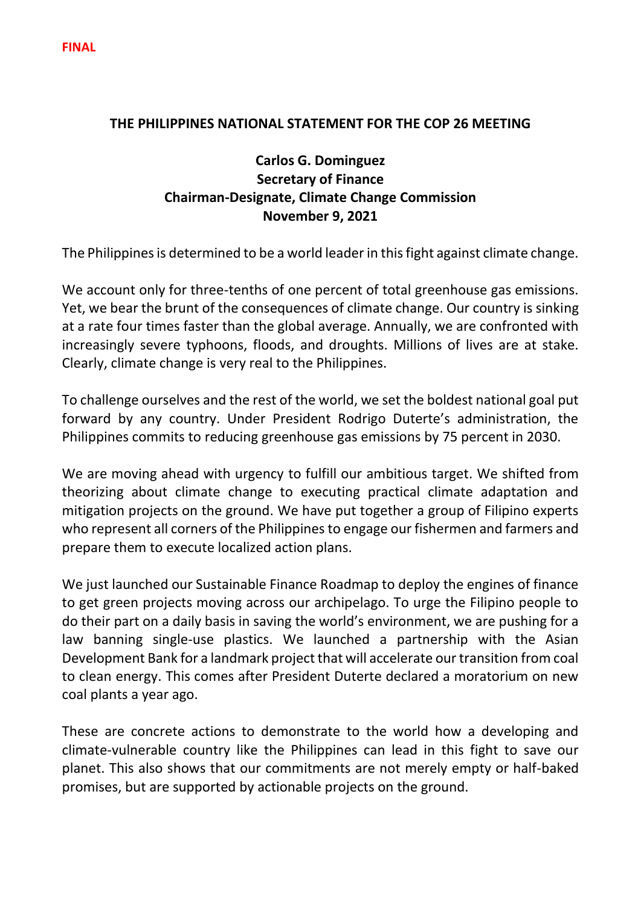**FINAL**

# THE PHILIPPINES NATIONAL STATEMENT FOR THE COP 26 MEETING

**Carlos G. Dominguez**
**Secretary of Finance**
**Chairman-Designate, Climate Change Commission**
**November 9, 2021**

The Philippines is determined to be a world leader in this fight against climate change.

We account only for three-tenths of one percent of total greenhouse gas emissions. Yet, we bear the brunt of the consequences of climate change. Our country is sinking at a rate four times faster than the global average. Annually, we are confronted with increasingly severe typhoons, floods, and droughts. Millions of lives are at stake. Clearly, climate change is very real to the Philippines.

To challenge ourselves and the rest of the world, we set the boldest national goal put forward by any country. Under President Rodrigo Duterte's administration, the Philippines commits to reducing greenhouse gas emissions by 75 percent in 2030.

We are moving ahead with urgency to fulfill our ambitious target. We shifted from theorizing about climate change to executing practical climate adaptation and mitigation projects on the ground. We have put together a group of Filipino experts who represent all corners of the Philippines to engage our fishermen and farmers and prepare them to execute localized action plans.

We just launched our Sustainable Finance Roadmap to deploy the engines of finance to get green projects moving across our archipelago. To urge the Filipino people to do their part on a daily basis in saving the world's environment, we are pushing for a law banning single-use plastics. We launched a partnership with the Asian Development Bank for a landmark project that will accelerate our transition from coal to clean energy. This comes after President Duterte declared a moratorium on new coal plants a year ago.

These are concrete actions to demonstrate to the world how a developing and climate-vulnerable country like the Philippines can lead in this fight to save our planet. This also shows that our commitments are not merely empty or half-baked promises, but are supported by actionable projects on the ground.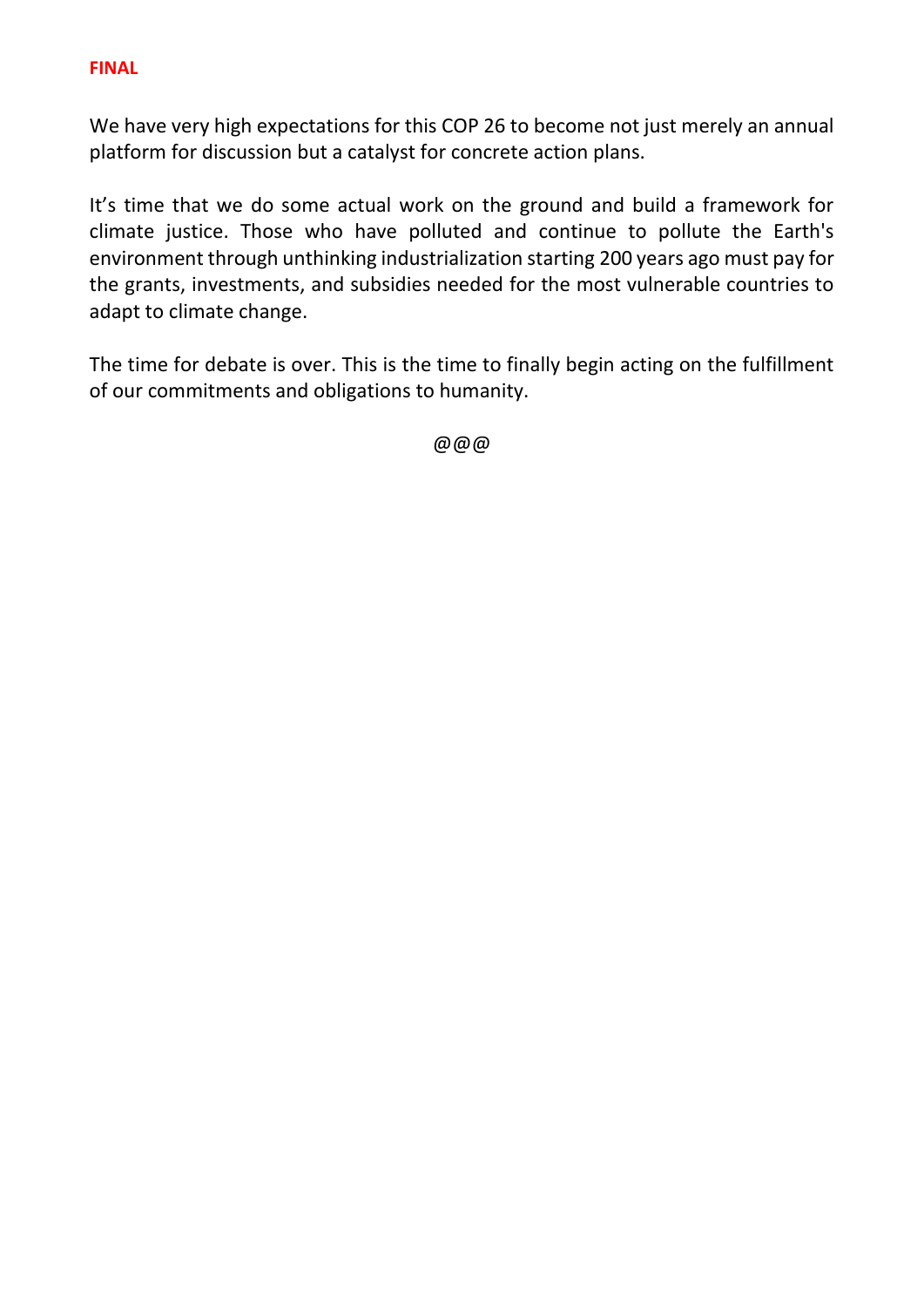**FINAL**

We have very high expectations for this COP 26 to become not just merely an annual platform for discussion but a catalyst for concrete action plans.

It's time that we do some actual work on the ground and build a framework for climate justice. Those who have polluted and continue to pollute the Earth's environment through unthinking industrialization starting 200 years ago must pay for the grants, investments, and subsidies needed for the most vulnerable countries to adapt to climate change.

The time for debate is over. This is the time to finally begin acting on the fulfillment of our commitments and obligations to humanity.

@@@